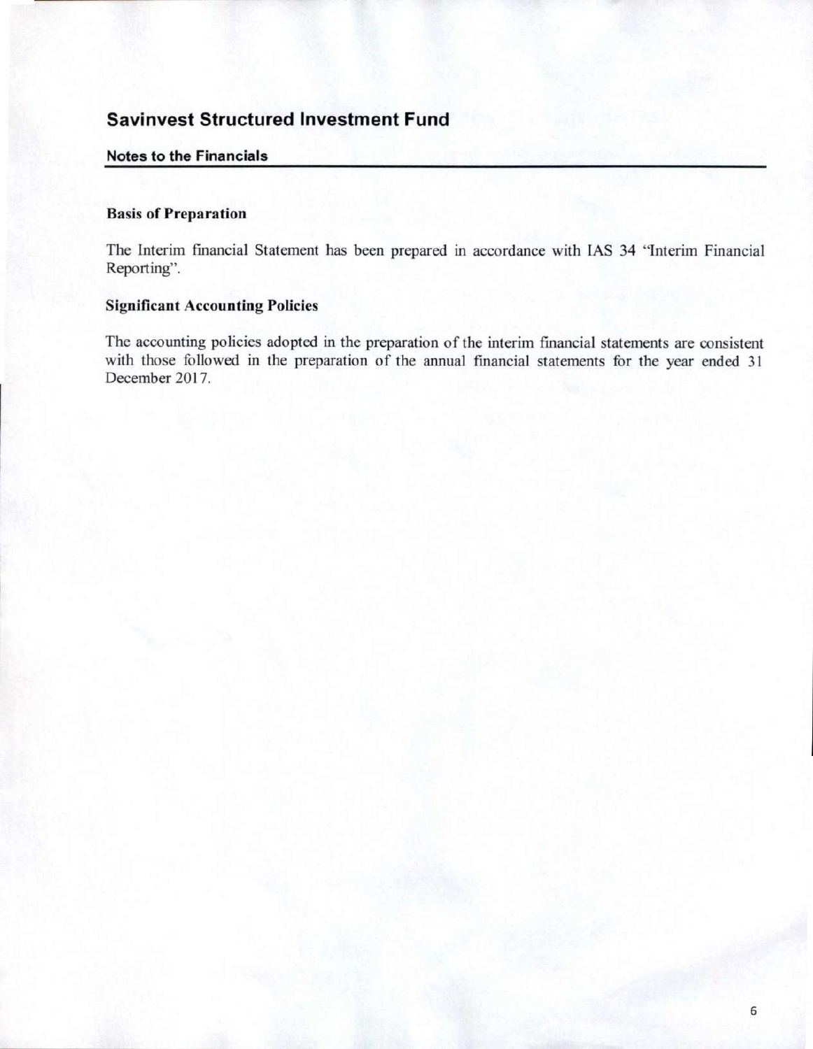# Savinvest Structured Investment Fund

## Notes to the Financials

### Basis of Preparation

The Interim financial Statement has been prepared in accordance with IAS 34 "Interim Financial Reporting".

### Significant Accounting Policies

The accounting policies adopted in the preparation of the interim financial statements are consistent with those followed in the preparation of the annual financial statements for the year ended 31 December 2017.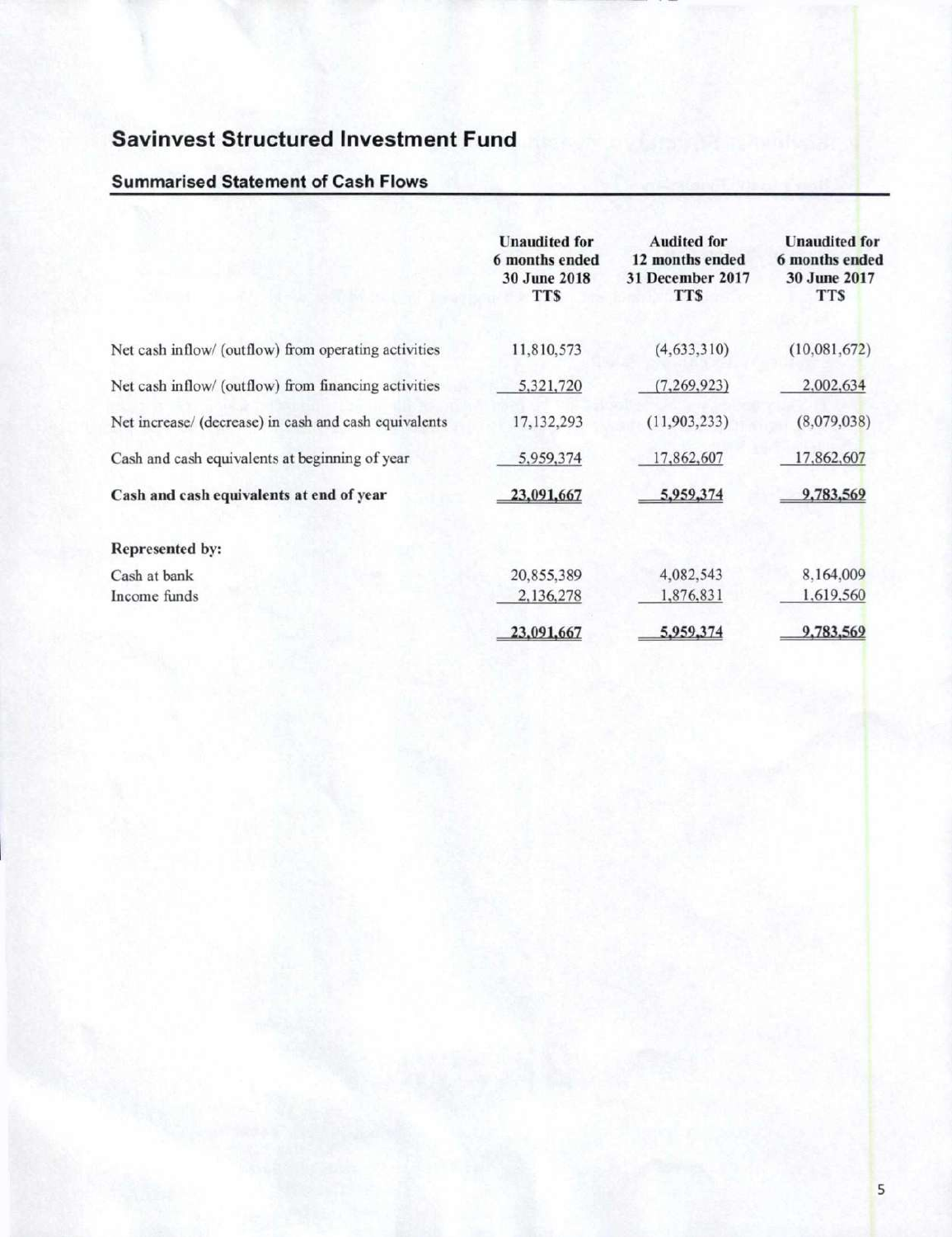# Savinvest Structured Investment Fund

## Summarised Statement of Cash Flows

| | Unaudited for 6 months ended 30 June 2018 TT$ | Audited for 12 months ended 31 December 2017 TT$ | Unaudited for 6 months ended 30 June 2017 TT$ |
|---|---|---|---|
| Net cash inflow/ (outflow) from operating activities | 11,810,573 | (4,633,310) | (10,081,672) |
| Net cash inflow/ (outflow) from financing activities | 5,321,720 | (7,269,923) | 2,002,634 |
| Net increase/ (decrease) in cash and cash equivalents | 17,132,293 | (11,903,233) | (8,079,038) |
| Cash and cash equivalents at beginning of year | 5,959,374 | 17,862,607 | 17,862,607 |
| **Cash and cash equivalents at end of year** | 23,091,667 | 5,959,374 | 9,783,569 |
| **Represented by:** | | | |
| Cash at bank | 20,855,389 | 4,082,543 | 8,164,009 |
| Income funds | 2,136,278 | 1,876,831 | 1,619,560 |
| | 23,091,667 | 5,959,374 | 9,783,569 |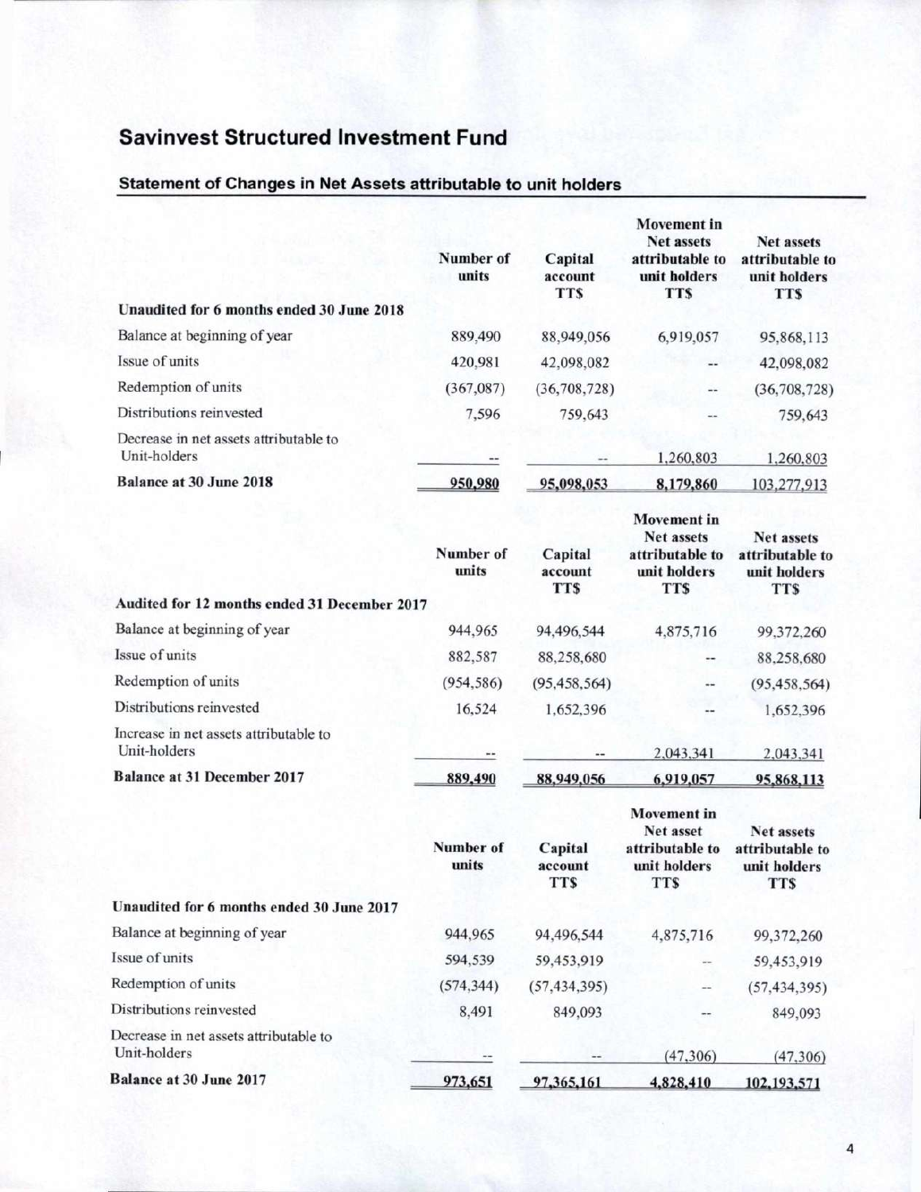# Savinvest Structured Investment Fund

## Statement of Changes in Net Assets attributable to unit holders

| Unaudited for 6 months ended 30 June 2018 | Number of units | Capital account TT$ | Movement in Net assets attributable to unit holders TT$ | Net assets attributable to unit holders TT$ |
|---|---|---|---|---|
| Balance at beginning of year | 889,490 | 88,949,056 | 6,919,057 | 95,868,113 |
| Issue of units | 420,981 | 42,098,082 | -- | 42,098,082 |
| Redemption of units | (367,087) | (36,708,728) | -- | (36,708,728) |
| Distributions reinvested | 7,596 | 759,643 | -- | 759,643 |
| Decrease in net assets attributable to Unit-holders | -- | -- | 1,260,803 | 1,260,803 |
| **Balance at 30 June 2018** | 950,980 | 95,098,053 | 8,179,860 | 103,277,913 |

| Audited for 12 months ended 31 December 2017 | Number of units | Capital account TT$ | Movement in Net assets attributable to unit holders TT$ | Net assets attributable to unit holders TT$ |
|---|---|---|---|---|
| Balance at beginning of year | 944,965 | 94,496,544 | 4,875,716 | 99,372,260 |
| Issue of units | 882,587 | 88,258,680 | -- | 88,258,680 |
| Redemption of units | (954,586) | (95,458,564) | -- | (95,458,564) |
| Distributions reinvested | 16,524 | 1,652,396 | -- | 1,652,396 |
| Increase in net assets attributable to Unit-holders | -- | -- | 2,043,341 | 2,043,341 |
| **Balance at 31 December 2017** | 889,490 | 88,949,056 | 6,919,057 | 95,868,113 |

| Unaudited for 6 months ended 30 June 2017 | Number of units | Capital account TT$ | Movement in Net asset attributable to unit holders TT$ | Net assets attributable to unit holders TT$ |
|---|---|---|---|---|
| Balance at beginning of year | 944,965 | 94,496,544 | 4,875,716 | 99,372,260 |
| Issue of units | 594,539 | 59,453,919 | -- | 59,453,919 |
| Redemption of units | (574,344) | (57,434,395) | -- | (57,434,395) |
| Distributions reinvested | 8,491 | 849,093 | -- | 849,093 |
| Decrease in net assets attributable to Unit-holders | -- | -- | (47,306) | (47,306) |
| **Balance at 30 June 2017** | 973,651 | 97,365,161 | 4,828,410 | 102,193,571 |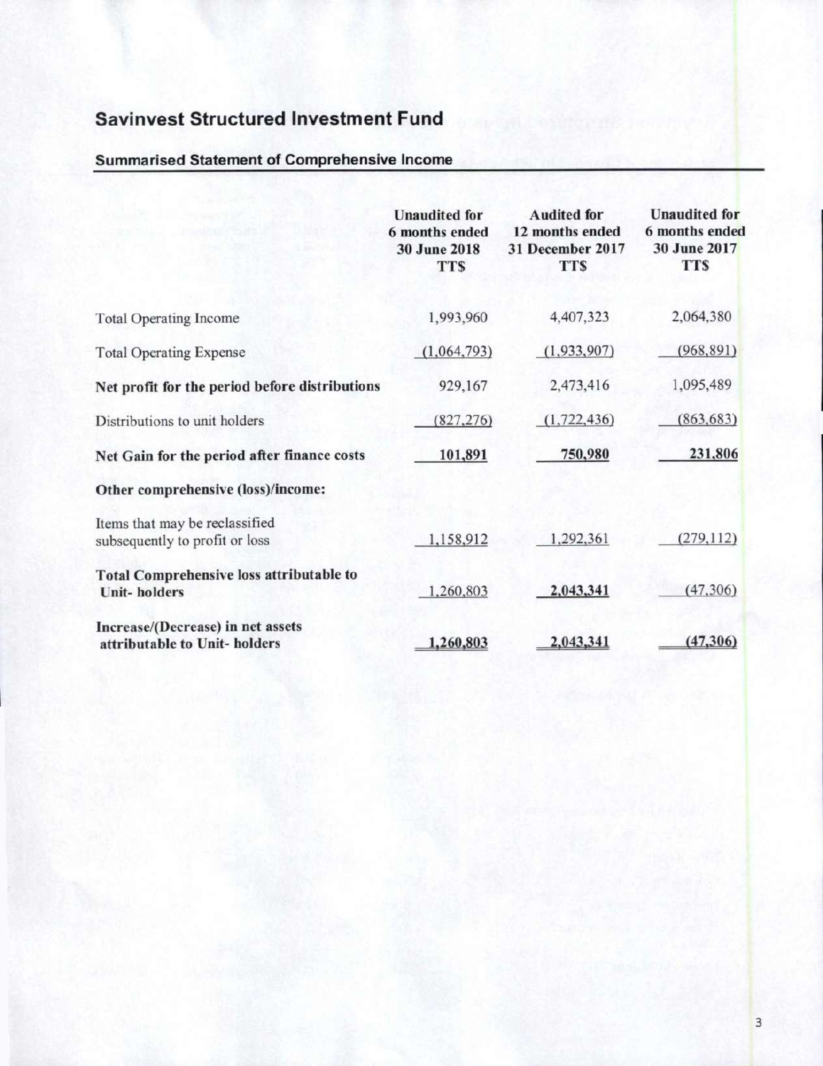# Savinvest Structured Investment Fund

## Summarised Statement of Comprehensive Income

| | Unaudited for 6 months ended 30 June 2018 TT$ | Audited for 12 months ended 31 December 2017 TT$ | Unaudited for 6 months ended 30 June 2017 TT$ |
|---|---|---|---|
| Total Operating Income | 1,993,960 | 4,407,323 | 2,064,380 |
| Total Operating Expense | (1,064,793) | (1,933,907) | (968,891) |
| **Net profit for the period before distributions** | 929,167 | 2,473,416 | 1,095,489 |
| Distributions to unit holders | (827,276) | (1,722,436) | (863,683) |
| **Net Gain for the period after finance costs** | **101,891** | **750,980** | **231,806** |
| **Other comprehensive (loss)/income:** | | | |
| Items that may be reclassified subsequently to profit or loss | 1,158,912 | 1,292,361 | (279,112) |
| **Total Comprehensive loss attributable to Unit- holders** | 1,260,803 | **2,043,341** | (47,306) |
| **Increase/(Decrease) in net assets attributable to Unit- holders** | **1,260,803** | **2,043,341** | **(47,306)** |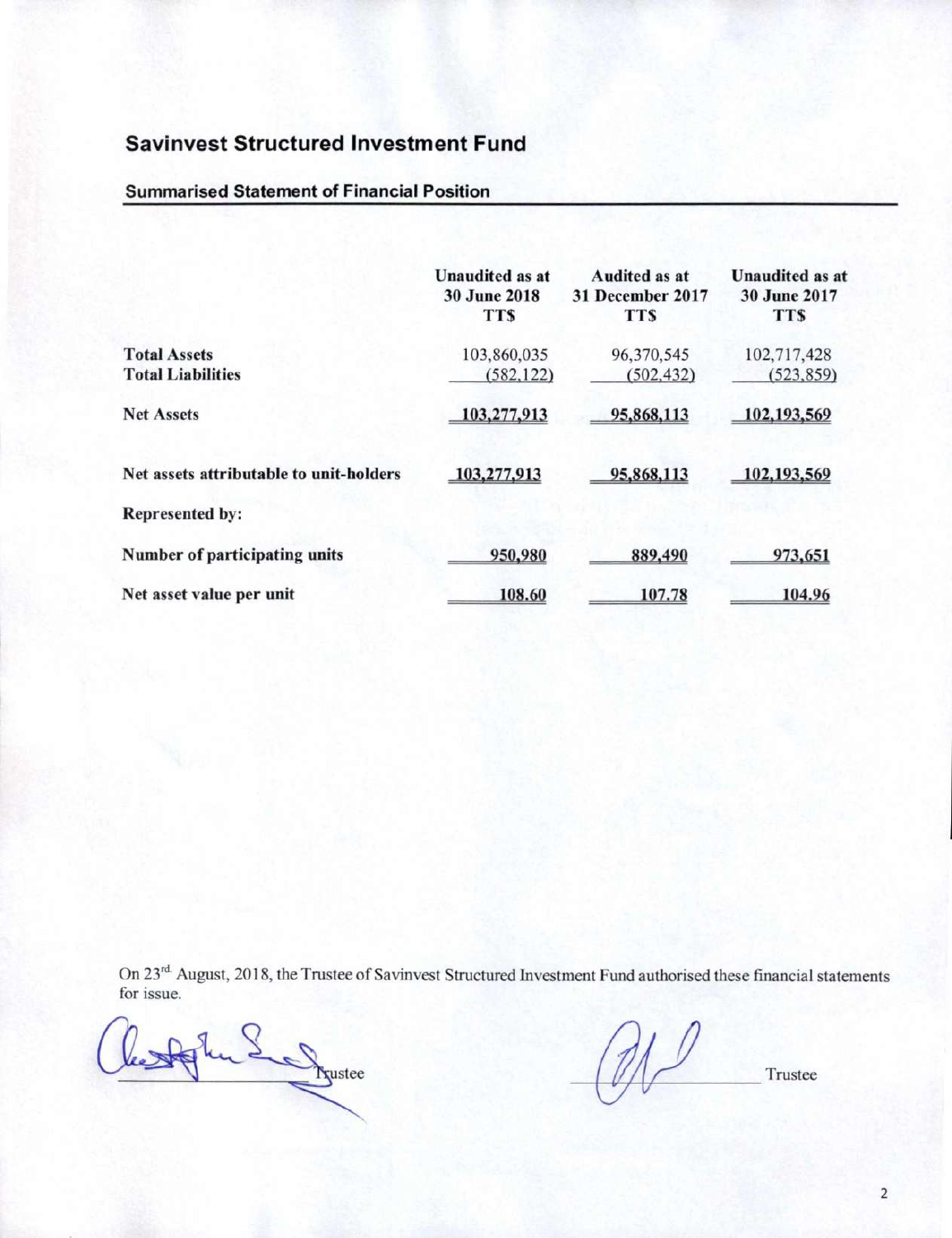# Savinvest Structured Investment Fund

## Summarised Statement of Financial Position

| | Unaudited as at 30 June 2018 TT$ | Audited as at 31 December 2017 TT$ | Unaudited as at 30 June 2017 TT$ |
|---|---|---|---|
| **Total Assets** | 103,860,035 | 96,370,545 | 102,717,428 |
| **Total Liabilities** | (582,122) | (502,432) | (523,859) |
| **Net Assets** | 103,277,913 | 95,868,113 | 102,193,569 |
| **Net assets attributable to unit-holders** | 103,277,913 | 95,868,113 | 102,193,569 |
| **Represented by:** | | | |
| **Number of participating units** | 950,980 | 889,490 | 973,651 |
| **Net asset value per unit** | 108.60 | 107.78 | 104.96 |

On 23rd August, 2018, the Trustee of Savinvest Structured Investment Fund authorised these financial statements for issue.

Trustee

Trustee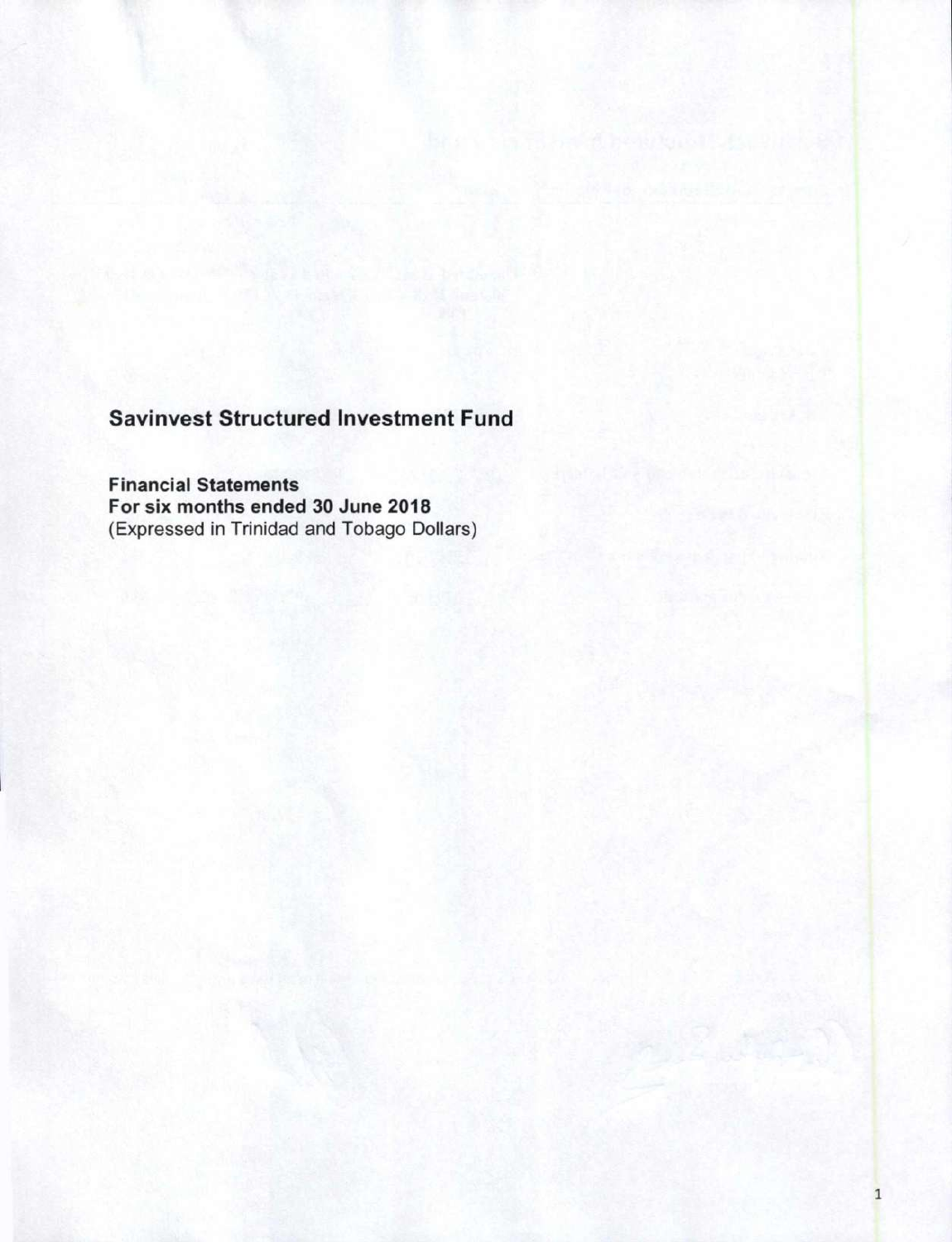# Savinvest Structured Investment Fund

**Financial Statements**
**For six months ended 30 June 2018**
(Expressed in Trinidad and Tobago Dollars)